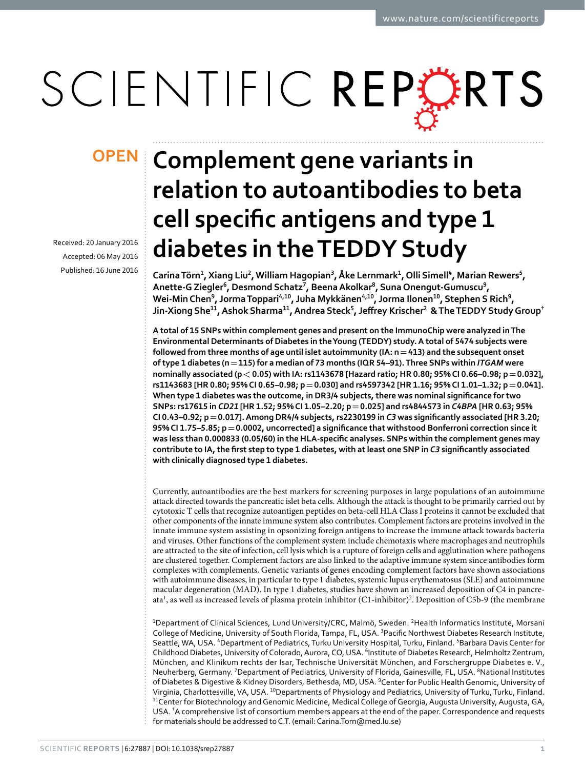OPEN

# Complement gene variants in relation to autoantibodies to beta cell specific antigens and type 1 diabetes in the TEDDY Study

Received: 20 January 2016
Accepted: 06 May 2016
Published: 16 June 2016

Carina Törn[1], Xiang Liu[2], William Hagopian[3], Åke Lernmark[1], Olli Simell[4], Marian Rewers[5], Anette-G Ziegler[6], Desmond Schatz[7], Beena Akolkar[8], Suna Onengut-Gumuscu[9], Wei-Min Chen[9], Jorma Toppari[4,10], Juha Mykkänen[4,10], Jorma Ilonen[10], Stephen S Rich[9], Jin-Xiong She[11], Ashok Sharma[11], Andrea Steck[5], Jeffrey Krischer[2] & The TEDDY Study Group[†]

**A total of 15 SNPs within complement genes and present on the ImmunoChip were analyzed in The Environmental Determinants of Diabetes in the Young (TEDDY) study. A total of 5474 subjects were followed from three months of age until islet autoimmunity (IA: n = 413) and the subsequent onset of type 1 diabetes (n = 115) for a median of 73 months (IQR 54–91). Three SNPs within *ITGAM* were nominally associated ($p < 0.05$) with IA: rs1143678 [Hazard ratio; HR 0.80; 95% CI 0.66–0.98; p = 0.032], rs1143683 [HR 0.80; 95% CI 0.65–0.98; p = 0.030] and rs4597342 [HR 1.16; 95% CI 1.01–1.32; p = 0.041]. When type 1 diabetes was the outcome, in DR3/4 subjects, there was nominal significance for two SNPs: rs17615 in *CD21* [HR 1.52; 95% CI 1.05–2.20; p = 0.025] and rs4844573 in *C4BPA* [HR 0.63; 95% CI 0.43–0.92; p = 0.017]. Among DR4/4 subjects, rs2230199 in *C3* was significantly associated [HR 3.20; 95% CI 1.75–5.85; p = 0.0002, uncorrected] a significance that withstood Bonferroni correction since it was less than 0.000833 (0.05/60) in the HLA-specific analyses. SNPs within the complement genes may contribute to IA, the first step to type 1 diabetes, with at least one SNP in *C3* significantly associated with clinically diagnosed type 1 diabetes.**

Currently, autoantibodies are the best markers for screening purposes in large populations of an autoimmune attack directed towards the pancreatic islet beta cells. Although the attack is thought to be primarily carried out by cytotoxic T cells that recognize autoantigen peptides on beta-cell HLA Class I proteins it cannot be excluded that other components of the innate immune system also contributes. Complement factors are proteins involved in the innate immune system assisting in opsonizing foreign antigens to increase the immune attack towards bacteria and viruses. Other functions of the complement system include chemotaxis where macrophages and neutrophils are attracted to the site of infection, cell lysis which is a rupture of foreign cells and agglutination where pathogens are clustered together. Complement factors are also linked to the adaptive immune system since antibodies form complexes with complements. Genetic variants of genes encoding complement factors have shown associations with autoimmune diseases, in particular to type 1 diabetes, systemic lupus erythematosus (SLE) and autoimmune macular degeneration (MAD). In type 1 diabetes, studies have shown an increased deposition of C4 in pancreata[1], as well as increased levels of plasma protein inhibitor (C1-inhibitor)[2]. Deposition of C5b-9 (the membrane

[1]Department of Clinical Sciences, Lund University/CRC, Malmö, Sweden. [2]Health Informatics Institute, Morsani College of Medicine, University of South Florida, Tampa, FL, USA. [3]Pacific Northwest Diabetes Research Institute, Seattle, WA, USA. [4]Department of Pediatrics, Turku University Hospital, Turku, Finland. [5]Barbara Davis Center for Childhood Diabetes, University of Colorado, Aurora, CO, USA. [6]Institute of Diabetes Research, Helmholtz Zentrum, München, and Klinikum rechts der Isar, Technische Universität München, and Forschergruppe Diabetes e. V., Neuherberg, Germany. [7]Department of Pediatrics, University of Florida, Gainesville, FL, USA. [8]National Institutes of Diabetes & Digestive & Kidney Disorders, Bethesda, MD, USA. [9]Center for Public Health Genomic, University of Virginia, Charlottesville, VA, USA. [10]Departments of Physiology and Pediatrics, University of Turku, Turku, Finland. [11]Center for Biotechnology and Genomic Medicine, Medical College of Georgia, Augusta University, Augusta, GA, USA. [†]A comprehensive list of consortium members appears at the end of the paper. Correspondence and requests for materials should be addressed to C.T. (email: Carina.Torn@med.lu.se)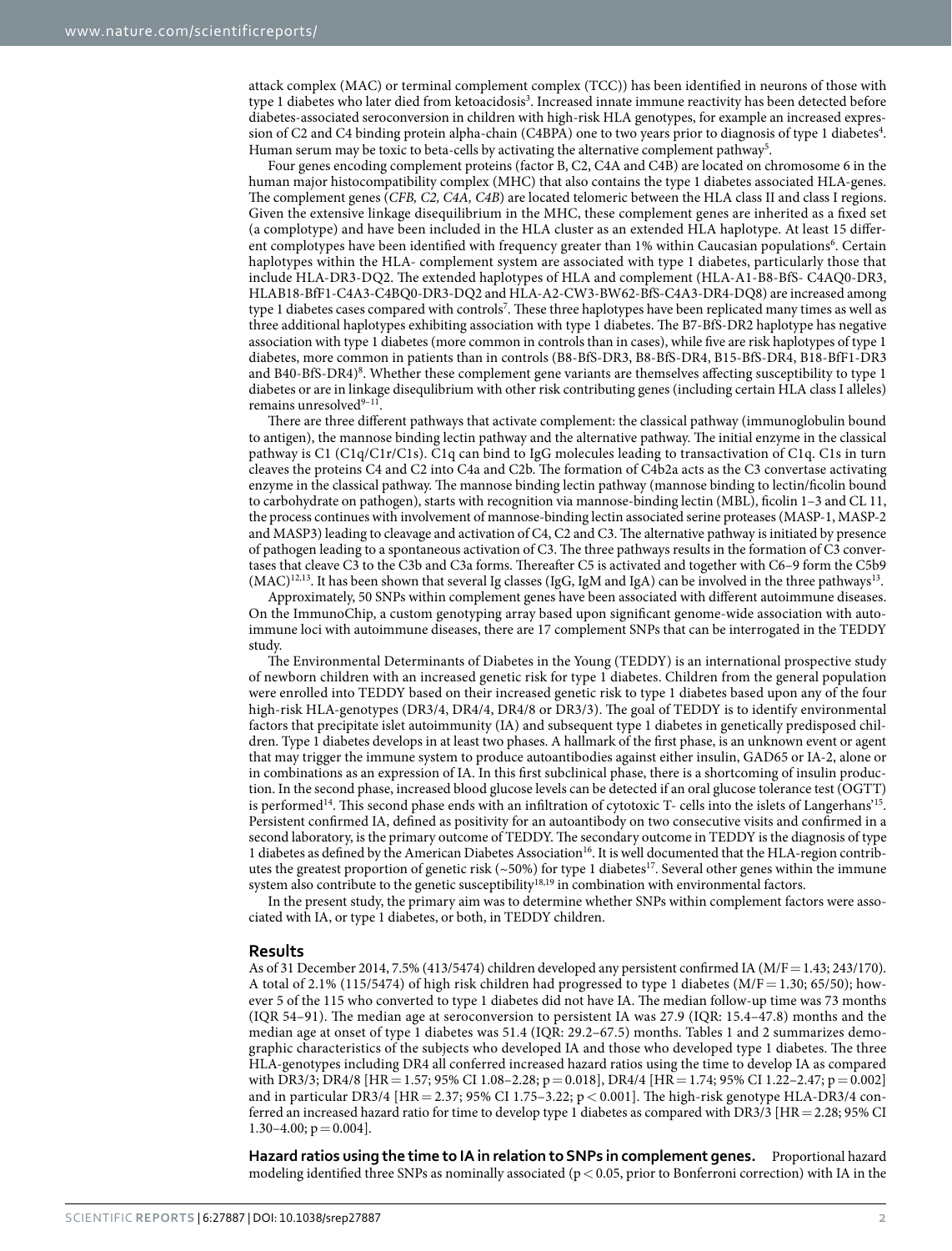attack complex (MAC) or terminal complement complex (TCC)) has been identified in neurons of those with type 1 diabetes who later died from ketoacidosis[3]. Increased innate immune reactivity has been detected before diabetes-associated seroconversion in children with high-risk HLA genotypes, for example an increased expression of C2 and C4 binding protein alpha-chain (C4BPA) one to two years prior to diagnosis of type 1 diabetes[4]. Human serum may be toxic to beta-cells by activating the alternative complement pathway[5].

Four genes encoding complement proteins (factor B, C2, C4A and C4B) are located on chromosome 6 in the human major histocompatibility complex (MHC) that also contains the type 1 diabetes associated HLA-genes. The complement genes (*CFB, C2, C4A, C4B*) are located telomeric between the HLA class II and class I regions. Given the extensive linkage disequilibrium in the MHC, these complement genes are inherited as a fixed set (a complotype) and have been included in the HLA cluster as an extended HLA haplotype. At least 15 different complotypes have been identified with frequency greater than 1% within Caucasian populations[6]. Certain haplotypes within the HLA- complement system are associated with type 1 diabetes, particularly those that include HLA-DR3-DQ2. The extended haplotypes of HLA and complement (HLA-A1-B8-BfS- C4AQ0-DR3, HLAB18-BfF1-C4A3-C4BQ0-DR3-DQ2 and HLA-A2-CW3-BW62-BfS-C4A3-DR4-DQ8) are increased among type 1 diabetes cases compared with controls[7]. These three haplotypes have been replicated many times as well as three additional haplotypes exhibiting association with type 1 diabetes. The B7-BfS-DR2 haplotype has negative association with type 1 diabetes (more common in controls than in cases), while five are risk haplotypes of type 1 diabetes, more common in patients than in controls (B8-BfS-DR3, B8-BfS-DR4, B15-BfS-DR4, B18-BfF1-DR3 and B40-BfS-DR4)[8]. Whether these complement gene variants are themselves affecting susceptibility to type 1 diabetes or are in linkage disequlibrium with other risk contributing genes (including certain HLA class I alleles) remains unresolved[9–11].

There are three different pathways that activate complement: the classical pathway (immunoglobulin bound to antigen), the mannose binding lectin pathway and the alternative pathway. The initial enzyme in the classical pathway is C1 (C1q/C1r/C1s). C1q can bind to IgG molecules leading to transactivation of C1q. C1s in turn cleaves the proteins C4 and C2 into C4a and C2b. The formation of C4b2a acts as the C3 convertase activating enzyme in the classical pathway. The mannose binding lectin pathway (mannose binding to lectin/ficolin bound to carbohydrate on pathogen), starts with recognition via mannose-binding lectin (MBL), ficolin 1–3 and CL 11, the process continues with involvement of mannose-binding lectin associated serine proteases (MASP-1, MASP-2 and MASP3) leading to cleavage and activation of C4, C2 and C3. The alternative pathway is initiated by presence of pathogen leading to a spontaneous activation of C3. The three pathways results in the formation of C3 convertases that cleave C3 to the C3b and C3a forms. Thereafter C5 is activated and together with C6–9 form the C5b9 (MAC)[12,13]. It has been shown that several Ig classes (IgG, IgM and IgA) can be involved in the three pathways[13].

Approximately, 50 SNPs within complement genes have been associated with different autoimmune diseases. On the ImmunoChip, a custom genotyping array based upon significant genome-wide association with autoimmune loci with autoimmune diseases, there are 17 complement SNPs that can be interrogated in the TEDDY study.

The Environmental Determinants of Diabetes in the Young (TEDDY) is an international prospective study of newborn children with an increased genetic risk for type 1 diabetes. Children from the general population were enrolled into TEDDY based on their increased genetic risk to type 1 diabetes based upon any of the four high-risk HLA-genotypes (DR3/4, DR4/4, DR4/8 or DR3/3). The goal of TEDDY is to identify environmental factors that precipitate islet autoimmunity (IA) and subsequent type 1 diabetes in genetically predisposed children. Type 1 diabetes develops in at least two phases. A hallmark of the first phase, is an unknown event or agent that may trigger the immune system to produce autoantibodies against either insulin, GAD65 or IA-2, alone or in combinations as an expression of IA. In this first subclinical phase, there is a shortcoming of insulin production. In the second phase, increased blood glucose levels can be detected if an oral glucose tolerance test (OGTT) is performed[14]. This second phase ends with an infiltration of cytotoxic T- cells into the islets of Langerhans'[15]. Persistent confirmed IA, defined as positivity for an autoantibody on two consecutive visits and confirmed in a second laboratory, is the primary outcome of TEDDY. The secondary outcome in TEDDY is the diagnosis of type 1 diabetes as defined by the American Diabetes Association[16]. It is well documented that the HLA-region contributes the greatest proportion of genetic risk (~50%) for type 1 diabetes[17]. Several other genes within the immune system also contribute to the genetic susceptibility[18,19] in combination with environmental factors.

In the present study, the primary aim was to determine whether SNPs within complement factors were associated with IA, or type 1 diabetes, or both, in TEDDY children.

## Results

As of 31 December 2014, 7.5% (413/5474) children developed any persistent confirmed IA (M/F = 1.43; 243/170). A total of 2.1% (115/5474) of high risk children had progressed to type 1 diabetes (M/F = 1.30; 65/50); however 5 of the 115 who converted to type 1 diabetes did not have IA. The median follow-up time was 73 months (IQR 54–91). The median age at seroconversion to persistent IA was 27.9 (IQR: 15.4–47.8) months and the median age at onset of type 1 diabetes was 51.4 (IQR: 29.2–67.5) months. Tables 1 and 2 summarizes demographic characteristics of the subjects who developed IA and those who developed type 1 diabetes. The three HLA-genotypes including DR4 all conferred increased hazard ratios using the time to develop IA as compared with DR3/3; DR4/8 [HR = 1.57; 95% CI 1.08–2.28; $p = 0.018$], DR4/4 [HR = 1.74; 95% CI 1.22–2.47; $p = 0.002$] and in particular DR3/4 [HR = 2.37; 95% CI 1.75–3.22; $p < 0.001$]. The high-risk genotype HLA-DR3/4 conferred an increased hazard ratio for time to develop type 1 diabetes as compared with DR3/3 [HR = 2.28; 95% CI 1.30–4.00; $p = 0.004$].

**Hazard ratios using the time to IA in relation to SNPs in complement genes.** Proportional hazard modeling identified three SNPs as nominally associated ($p < 0.05$, prior to Bonferroni correction) with IA in the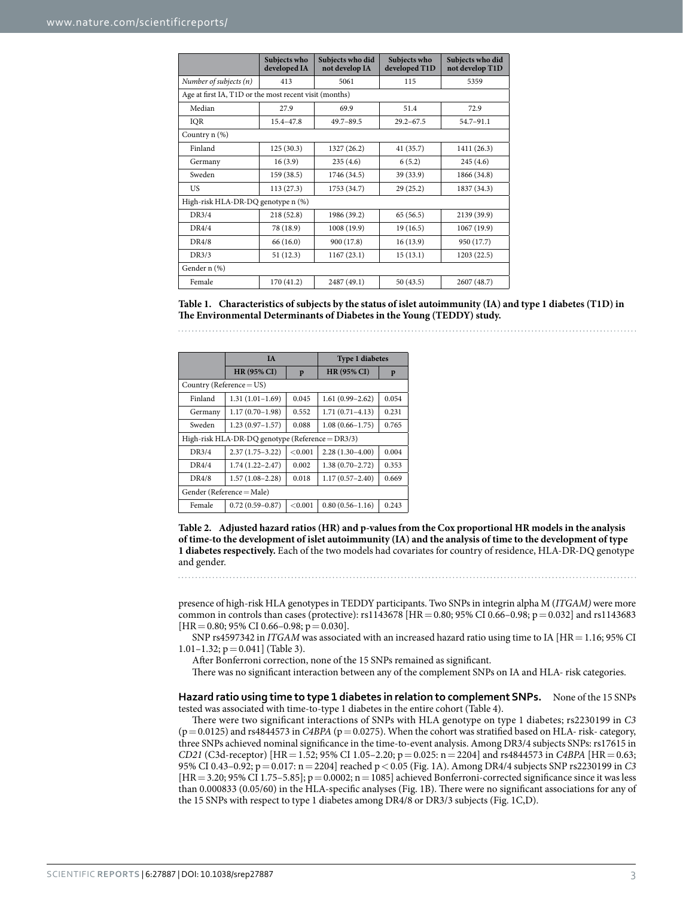| | Subjects who developed IA | Subjects who did not develop IA | Subjects who developed T1D | Subjects who did not develop T1D |
|---|---|---|---|---|
| *Number of subjects (n)* | 413 | 5061 | 115 | 5359 |
| Age at first IA, T1D or the most recent visit (months) | | | | |
| Median | 27.9 | 69.9 | 51.4 | 72.9 |
| IQR | 15.4–47.8 | 49.7–89.5 | 29.2–67.5 | 54.7–91.1 |
| Country n (%) | | | | |
| Finland | 125 (30.3) | 1327 (26.2) | 41 (35.7) | 1411 (26.3) |
| Germany | 16 (3.9) | 235 (4.6) | 6 (5.2) | 245 (4.6) |
| Sweden | 159 (38.5) | 1746 (34.5) | 39 (33.9) | 1866 (34.8) |
| US | 113 (27.3) | 1753 (34.7) | 29 (25.2) | 1837 (34.3) |
| High-risk HLA-DR-DQ genotype n (%) | | | | |
| DR3/4 | 218 (52.8) | 1986 (39.2) | 65 (56.5) | 2139 (39.9) |
| DR4/4 | 78 (18.9) | 1008 (19.9) | 19 (16.5) | 1067 (19.9) |
| DR4/8 | 66 (16.0) | 900 (17.8) | 16 (13.9) | 950 (17.7) |
| DR3/3 | 51 (12.3) | 1167 (23.1) | 15 (13.1) | 1203 (22.5) |
| Gender n (%) | | | | |
| Female | 170 (41.2) | 2487 (49.1) | 50 (43.5) | 2607 (48.7) |

**Table 1. Characteristics of subjects by the status of islet autoimmunity (IA) and type 1 diabetes (T1D) in The Environmental Determinants of Diabetes in the Young (TEDDY) study.**

| | IA | | Type 1 diabetes | |
|---|---|---|---|---|
| | **HR (95% CI)** | **p** | **HR (95% CI)** | **p** |
| Country (Reference = US) | | | | |
| Finland | 1.31 (1.01–1.69) | 0.045 | 1.61 (0.99–2.62) | 0.054 |
| Germany | 1.17 (0.70–1.98) | 0.552 | 1.71 (0.71–4.13) | 0.231 |
| Sweden | 1.23 (0.97–1.57) | 0.088 | 1.08 (0.66–1.75) | 0.765 |
| High-risk HLA-DR-DQ genotype (Reference = DR3/3) | | | | |
| DR3/4 | 2.37 (1.75–3.22) | <0.001 | 2.28 (1.30–4.00) | 0.004 |
| DR4/4 | 1.74 (1.22–2.47) | 0.002 | 1.38 (0.70–2.72) | 0.353 |
| DR4/8 | 1.57 (1.08–2.28) | 0.018 | 1.17 (0.57–2.40) | 0.669 |
| Gender (Reference = Male) | | | | |
| Female | 0.72 (0.59–0.87) | <0.001 | 0.80 (0.56–1.16) | 0.243 |

**Table 2. Adjusted hazard ratios (HR) and p-values from the Cox proportional HR models in the analysis of time-to the development of islet autoimmunity (IA) and the analysis of time to the development of type 1 diabetes respectively.** Each of the two models had covariates for country of residence, HLA-DR-DQ genotype and gender.

presence of high-risk HLA genotypes in TEDDY participants. Two SNPs in integrin alpha M (*ITGAM)* were more common in controls than cases (protective): rs1143678 [HR = 0.80; 95% CI 0.66–0.98; p = 0.032] and rs1143683 [HR = 0.80; 95% CI 0.66–0.98; p = 0.030].

SNP rs4597342 in *ITGAM* was associated with an increased hazard ratio using time to IA [HR = 1.16; 95% CI 1.01–1.32; p = 0.041] (Table 3).

After Bonferroni correction, none of the 15 SNPs remained as significant.

There was no significant interaction between any of the complement SNPs on IA and HLA- risk categories.

**Hazard ratio using time to type 1 diabetes in relation to complement SNPs.** None of the 15 SNPs tested was associated with time-to-type 1 diabetes in the entire cohort (Table 4).

There were two significant interactions of SNPs with HLA genotype on type 1 diabetes; rs2230199 in *C3* (p = 0.0125) and rs4844573 in *C4BPA* (p = 0.0275). When the cohort was stratified based on HLA- risk- category, three SNPs achieved nominal significance in the time-to-event analysis. Among DR3/4 subjects SNPs: rs17615 in *CD21* (C3d-receptor) [HR = 1.52; 95% CI 1.05–2.20; p = 0.025: n = 2204] and rs4844573 in *C4BPA* [HR = 0.63; 95% CI 0.43–0.92; p = 0.017: n = 2204] reached p < 0.05 (Fig. 1A). Among DR4/4 subjects SNP rs2230199 in *C3* [HR = 3.20; 95% CI 1.75–5.85]; p = 0.0002; n = 1085] achieved Bonferroni-corrected significance since it was less than 0.000833 (0.05/60) in the HLA-specific analyses (Fig. 1B). There were no significant associations for any of the 15 SNPs with respect to type 1 diabetes among DR4/8 or DR3/3 subjects (Fig. 1C,D).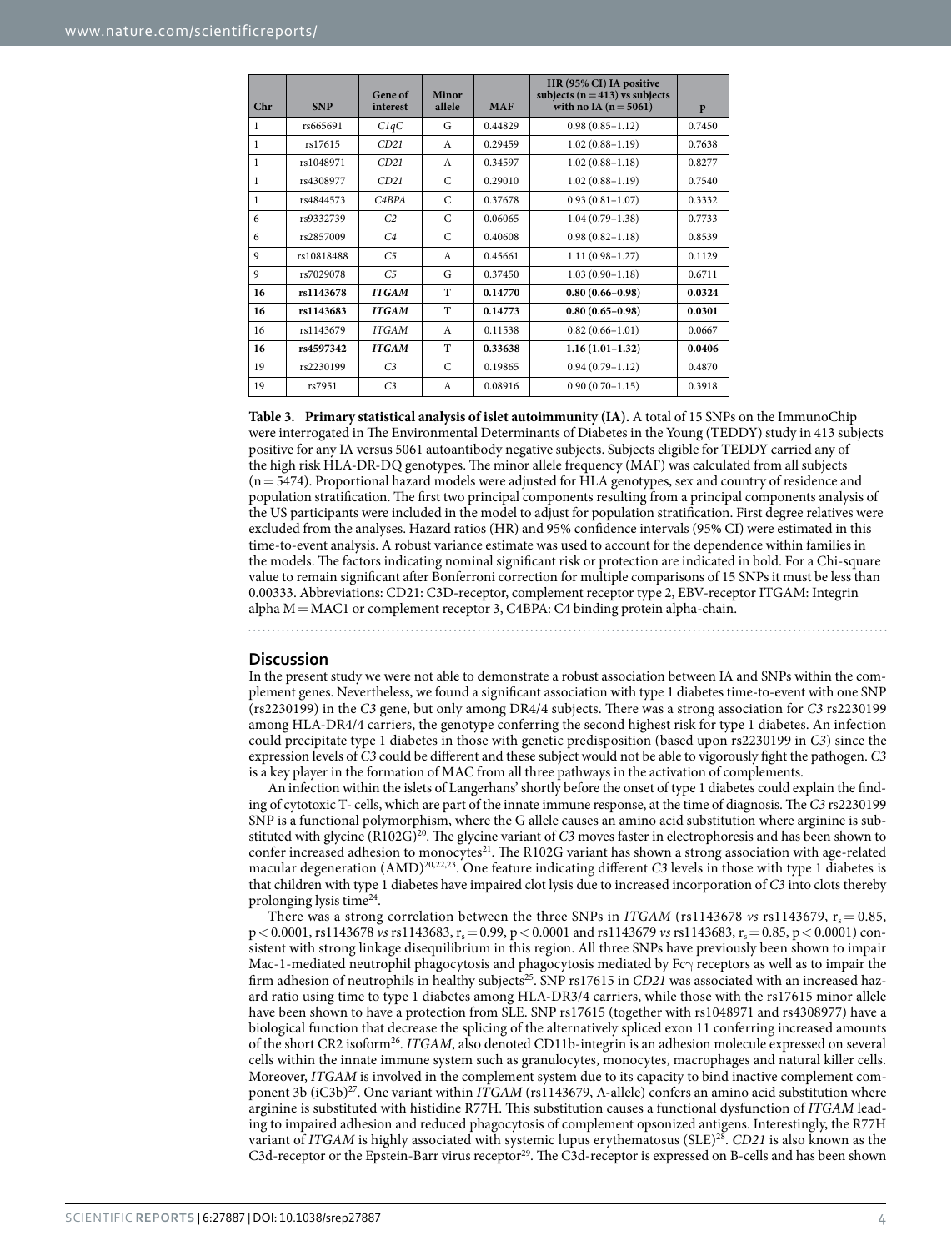| Chr | SNP | Gene of interest | Minor allele | MAF | HR (95% CI) IA positive subjects (n = 413) vs subjects with no IA (n = 5061) | p |
|---|---|---|---|---|---|---|
| 1 | rs665691 | *C1qC* | G | 0.44829 | 0.98 (0.85–1.12) | 0.7450 |
| 1 | rs17615 | *CD21* | A | 0.29459 | 1.02 (0.88–1.19) | 0.7638 |
| 1 | rs1048971 | *CD21* | A | 0.34597 | 1.02 (0.88–1.18) | 0.8277 |
| 1 | rs4308977 | *CD21* | C | 0.29010 | 1.02 (0.88–1.19) | 0.7540 |
| 1 | rs4844573 | *C4BPA* | C | 0.37678 | 0.93 (0.81–1.07) | 0.3332 |
| 6 | rs9332739 | *C2* | C | 0.06065 | 1.04 (0.79–1.38) | 0.7733 |
| 6 | rs2857009 | *C4* | C | 0.40608 | 0.98 (0.82–1.18) | 0.8539 |
| 9 | rs10818488 | *C5* | A | 0.45661 | 1.11 (0.98–1.27) | 0.1129 |
| 9 | rs7029078 | *C5* | G | 0.37450 | 1.03 (0.90–1.18) | 0.6711 |
| **16** | **rs1143678** | ***ITGAM*** | **T** | **0.14770** | **0.80 (0.66–0.98)** | **0.0324** |
| **16** | **rs1143683** | ***ITGAM*** | **T** | **0.14773** | **0.80 (0.65–0.98)** | **0.0301** |
| 16 | rs1143679 | *ITGAM* | A | 0.11538 | 0.82 (0.66–1.01) | 0.0667 |
| **16** | **rs4597342** | ***ITGAM*** | **T** | **0.33638** | **1.16 (1.01–1.32)** | **0.0406** |
| 19 | rs2230199 | *C3* | C | 0.19865 | 0.94 (0.79–1.12) | 0.4870 |
| 19 | rs7951 | *C3* | A | 0.08916 | 0.90 (0.70–1.15) | 0.3918 |

**Table 3. Primary statistical analysis of islet autoimmunity (IA).** A total of 15 SNPs on the ImmunoChip were interrogated in The Environmental Determinants of Diabetes in the Young (TEDDY) study in 413 subjects positive for any IA versus 5061 autoantibody negative subjects. Subjects eligible for TEDDY carried any of the high risk HLA-DR-DQ genotypes. The minor allele frequency (MAF) was calculated from all subjects (n = 5474). Proportional hazard models were adjusted for HLA genotypes, sex and country of residence and population stratification. The first two principal components resulting from a principal components analysis of the US participants were included in the model to adjust for population stratification. First degree relatives were excluded from the analyses. Hazard ratios (HR) and 95% confidence intervals (95% CI) were estimated in this time-to-event analysis. A robust variance estimate was used to account for the dependence within families in the models. The factors indicating nominal significant risk or protection are indicated in bold. For a Chi-square value to remain significant after Bonferroni correction for multiple comparisons of 15 SNPs it must be less than 0.00333. Abbreviations: CD21: C3D-receptor, complement receptor type 2, EBV-receptor ITGAM: Integrin alpha M = MAC1 or complement receptor 3, C4BPA: C4 binding protein alpha-chain.

## Discussion

In the present study we were not able to demonstrate a robust association between IA and SNPs within the complement genes. Nevertheless, we found a significant association with type 1 diabetes time-to-event with one SNP (rs2230199) in the *C3* gene, but only among DR4/4 subjects. There was a strong association for *C3* rs2230199 among HLA-DR4/4 carriers, the genotype conferring the second highest risk for type 1 diabetes. An infection could precipitate type 1 diabetes in those with genetic predisposition (based upon rs2230199 in *C3*) since the expression levels of *C3* could be different and these subject would not be able to vigorously fight the pathogen. *C3* is a key player in the formation of MAC from all three pathways in the activation of complements.

An infection within the islets of Langerhans' shortly before the onset of type 1 diabetes could explain the finding of cytotoxic T- cells, which are part of the innate immune response, at the time of diagnosis. The *C3* rs2230199 SNP is a functional polymorphism, where the G allele causes an amino acid substitution where arginine is substituted with glycine (R102G)[20]. The glycine variant of *C3* moves faster in electrophoresis and has been shown to confer increased adhesion to monocytes[21]. The R102G variant has shown a strong association with age-related macular degeneration (AMD)[20,22,23]. One feature indicating different *C3* levels in those with type 1 diabetes is that children with type 1 diabetes have impaired clot lysis due to increased incorporation of *C3* into clots thereby prolonging lysis time[24].

There was a strong correlation between the three SNPs in *ITGAM* (rs1143678 *vs* rs1143679, $r_s = 0.85$, $p < 0.0001$, rs1143678 *vs* rs1143683, $r_s = 0.99$, $p < 0.0001$ and rs1143679 *vs* rs1143683, $r_s = 0.85$, $p < 0.0001$) consistent with strong linkage disequilibrium in this region. All three SNPs have previously been shown to impair Mac-1-mediated neutrophil phagocytosis and phagocytosis mediated by Fcγ receptors as well as to impair the firm adhesion of neutrophils in healthy subjects[25]. SNP rs17615 in *CD21* was associated with an increased hazard ratio using time to type 1 diabetes among HLA-DR3/4 carriers, while those with the rs17615 minor allele have been shown to have a protection from SLE. SNP rs17615 (together with rs1048971 and rs4308977) have a biological function that decrease the splicing of the alternatively spliced exon 11 conferring increased amounts of the short CR2 isoform[26]. *ITGAM*, also denoted CD11b-integrin is an adhesion molecule expressed on several cells within the innate immune system such as granulocytes, monocytes, macrophages and natural killer cells. Moreover, *ITGAM* is involved in the complement system due to its capacity to bind inactive complement component 3b (iC3b)[27]. One variant within *ITGAM* (rs1143679, A-allele) confers an amino acid substitution where arginine is substituted with histidine R77H. This substitution causes a functional dysfunction of *ITGAM* leading to impaired adhesion and reduced phagocytosis of complement opsonized antigens. Interestingly, the R77H variant of *ITGAM* is highly associated with systemic lupus erythematosus (SLE)[28]. *CD21* is also known as the C3d-receptor or the Epstein-Barr virus receptor[29]. The C3d-receptor is expressed on B-cells and has been shown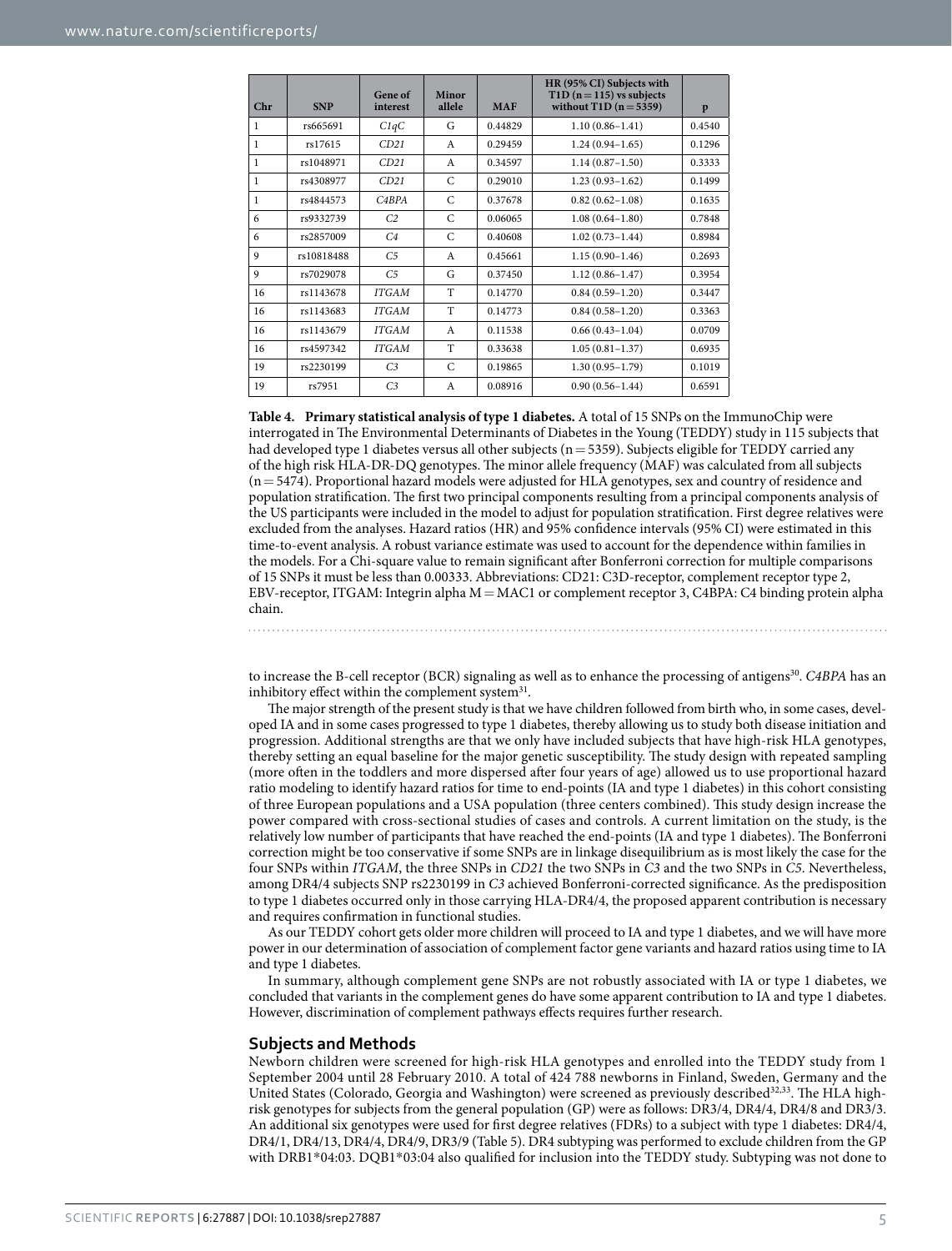| Chr | SNP | Gene of interest | Minor allele | MAF | HR (95% CI) Subjects with T1D (n = 115) vs subjects without T1D (n = 5359) | p |
|---|---|---|---|---|---|---|
| 1 | rs665691 | *C1qC* | G | 0.44829 | 1.10 (0.86–1.41) | 0.4540 |
| 1 | rs17615 | *CD21* | A | 0.29459 | 1.24 (0.94–1.65) | 0.1296 |
| 1 | rs1048971 | *CD21* | A | 0.34597 | 1.14 (0.87–1.50) | 0.3333 |
| 1 | rs4308977 | *CD21* | C | 0.29010 | 1.23 (0.93–1.62) | 0.1499 |
| 1 | rs4844573 | *C4BPA* | C | 0.37678 | 0.82 (0.62–1.08) | 0.1635 |
| 6 | rs9332739 | *C2* | C | 0.06065 | 1.08 (0.64–1.80) | 0.7848 |
| 6 | rs2857009 | *C4* | C | 0.40608 | 1.02 (0.73–1.44) | 0.8984 |
| 9 | rs10818488 | *C5* | A | 0.45661 | 1.15 (0.90–1.46) | 0.2693 |
| 9 | rs7029078 | *C5* | G | 0.37450 | 1.12 (0.86–1.47) | 0.3954 |
| 16 | rs1143678 | *ITGAM* | T | 0.14770 | 0.84 (0.59–1.20) | 0.3447 |
| 16 | rs1143683 | *ITGAM* | T | 0.14773 | 0.84 (0.58–1.20) | 0.3363 |
| 16 | rs1143679 | *ITGAM* | A | 0.11538 | 0.66 (0.43–1.04) | 0.0709 |
| 16 | rs4597342 | *ITGAM* | T | 0.33638 | 1.05 (0.81–1.37) | 0.6935 |
| 19 | rs2230199 | *C3* | C | 0.19865 | 1.30 (0.95–1.79) | 0.1019 |
| 19 | rs7951 | *C3* | A | 0.08916 | 0.90 (0.56–1.44) | 0.6591 |

**Table 4. Primary statistical analysis of type 1 diabetes.** A total of 15 SNPs on the ImmunoChip were interrogated in The Environmental Determinants of Diabetes in the Young (TEDDY) study in 115 subjects that had developed type 1 diabetes versus all other subjects (n = 5359). Subjects eligible for TEDDY carried any of the high risk HLA-DR-DQ genotypes. The minor allele frequency (MAF) was calculated from all subjects (n = 5474). Proportional hazard models were adjusted for HLA genotypes, sex and country of residence and population stratification. The first two principal components resulting from a principal components analysis of the US participants were included in the model to adjust for population stratification. First degree relatives were excluded from the analyses. Hazard ratios (HR) and 95% confidence intervals (95% CI) were estimated in this time-to-event analysis. A robust variance estimate was used to account for the dependence within families in the models. For a Chi-square value to remain significant after Bonferroni correction for multiple comparisons of 15 SNPs it must be less than 0.00333. Abbreviations: CD21: C3D-receptor, complement receptor type 2, EBV-receptor, ITGAM: Integrin alpha M = MAC1 or complement receptor 3, C4BPA: C4 binding protein alpha chain.

to increase the B-cell receptor (BCR) signaling as well as to enhance the processing of antigens[30]. *C4BPA* has an inhibitory effect within the complement system[31].

The major strength of the present study is that we have children followed from birth who, in some cases, developed IA and in some cases progressed to type 1 diabetes, thereby allowing us to study both disease initiation and progression. Additional strengths are that we only have included subjects that have high-risk HLA genotypes, thereby setting an equal baseline for the major genetic susceptibility. The study design with repeated sampling (more often in the toddlers and more dispersed after four years of age) allowed us to use proportional hazard ratio modeling to identify hazard ratios for time to end-points (IA and type 1 diabetes) in this cohort consisting of three European populations and a USA population (three centers combined). This study design increase the power compared with cross-sectional studies of cases and controls. A current limitation on the study, is the relatively low number of participants that have reached the end-points (IA and type 1 diabetes). The Bonferroni correction might be too conservative if some SNPs are in linkage disequilibrium as is most likely the case for the four SNPs within *ITGAM*, the three SNPs in *CD21* the two SNPs in *C3* and the two SNPs in *C5*. Nevertheless, among DR4/4 subjects SNP rs2230199 in *C3* achieved Bonferroni-corrected significance. As the predisposition to type 1 diabetes occurred only in those carrying HLA-DR4/4, the proposed apparent contribution is necessary and requires confirmation in functional studies.

As our TEDDY cohort gets older more children will proceed to IA and type 1 diabetes, and we will have more power in our determination of association of complement factor gene variants and hazard ratios using time to IA and type 1 diabetes.

In summary, although complement gene SNPs are not robustly associated with IA or type 1 diabetes, we concluded that variants in the complement genes do have some apparent contribution to IA and type 1 diabetes. However, discrimination of complement pathways effects requires further research.

## Subjects and Methods

Newborn children were screened for high-risk HLA genotypes and enrolled into the TEDDY study from 1 September 2004 until 28 February 2010. A total of 424 788 newborns in Finland, Sweden, Germany and the United States (Colorado, Georgia and Washington) were screened as previously described[32,33]. The HLA high-risk genotypes for subjects from the general population (GP) were as follows: DR3/4, DR4/4, DR4/8 and DR3/3. An additional six genotypes were used for first degree relatives (FDRs) to a subject with type 1 diabetes: DR4/4, DR4/1, DR4/13, DR4/4, DR4/9, DR3/9 (Table 5). DR4 subtyping was performed to exclude children from the GP with DRB1*04:03. DQB1*03:04 also qualified for inclusion into the TEDDY study. Subtyping was not done to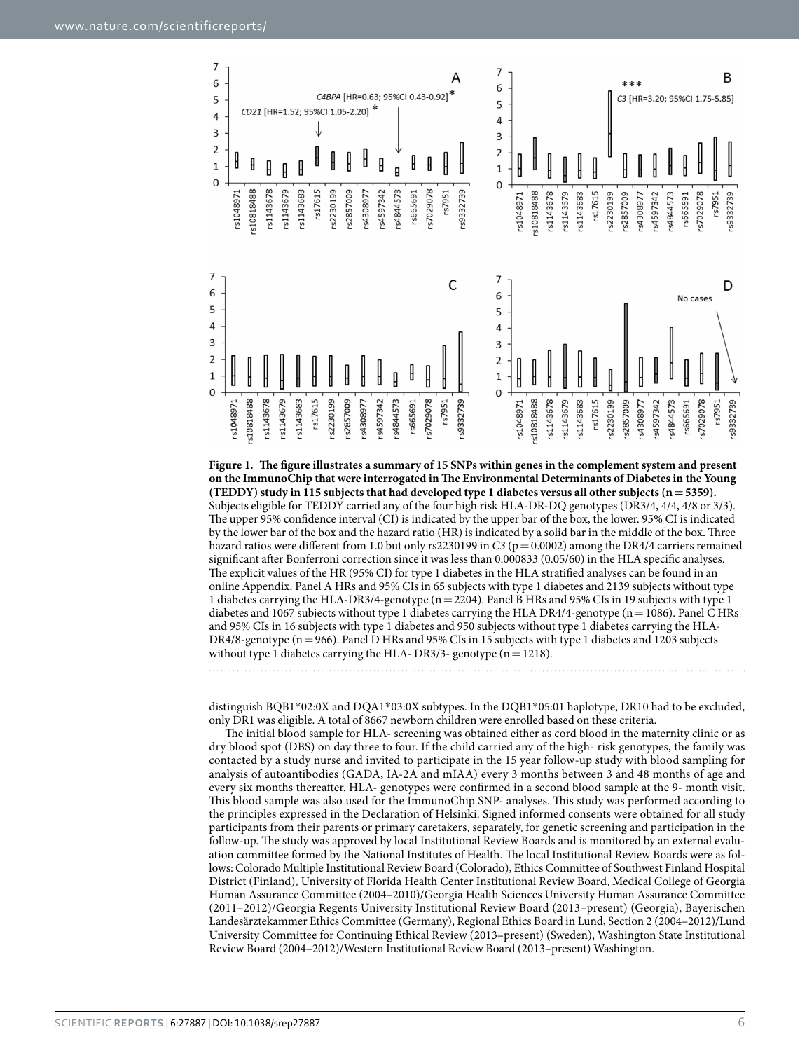**Figure 1. The figure illustrates a summary of 15 SNPs within genes in the complement system and present on the ImmunoChip that were interrogated in The Environmental Determinants of Diabetes in the Young (TEDDY) study in 115 subjects that had developed type 1 diabetes versus all other subjects (n = 5359).** Subjects eligible for TEDDY carried any of the four high risk HLA-DR-DQ genotypes (DR3/4, 4/4, 4/8 or 3/3). The upper 95% confidence interval (CI) is indicated by the upper bar of the box, the lower. 95% CI is indicated by the lower bar of the box and the hazard ratio (HR) is indicated by a solid bar in the middle of the box. Three hazard ratios were different from 1.0 but only rs2230199 in *C3* (p = 0.0002) among the DR4/4 carriers remained significant after Bonferroni correction since it was less than 0.000833 (0.05/60) in the HLA specific analyses. The explicit values of the HR (95% CI) for type 1 diabetes in the HLA stratified analyses can be found in an online Appendix. Panel A HRs and 95% CIs in 65 subjects with type 1 diabetes and 2139 subjects without type 1 diabetes carrying the HLA-DR3/4-genotype (n = 2204). Panel B HRs and 95% CIs in 19 subjects with type 1 diabetes and 1067 subjects without type 1 diabetes carrying the HLA DR4/4-genotype (n = 1086). Panel C HRs and 95% CIs in 16 subjects with type 1 diabetes and 950 subjects without type 1 diabetes carrying the HLA-DR4/8-genotype (n = 966). Panel D HRs and 95% CIs in 15 subjects with type 1 diabetes and 1203 subjects without type 1 diabetes carrying the HLA- DR3/3- genotype (n = 1218).

distinguish BQB1*02:0X and DQA1*03:0X subtypes. In the DQB1*05:01 haplotype, DR10 had to be excluded, only DR1 was eligible. A total of 8667 newborn children were enrolled based on these criteria.

The initial blood sample for HLA- screening was obtained either as cord blood in the maternity clinic or as dry blood spot (DBS) on day three to four. If the child carried any of the high- risk genotypes, the family was contacted by a study nurse and invited to participate in the 15 year follow-up study with blood sampling for analysis of autoantibodies (GADA, IA-2A and mIAA) every 3 months between 3 and 48 months of age and every six months thereafter. HLA- genotypes were confirmed in a second blood sample at the 9- month visit. This blood sample was also used for the ImmunoChip SNP- analyses. This study was performed according to the principles expressed in the Declaration of Helsinki. Signed informed consents were obtained for all study participants from their parents or primary caretakers, separately, for genetic screening and participation in the follow-up. The study was approved by local Institutional Review Boards and is monitored by an external evaluation committee formed by the National Institutes of Health. The local Institutional Review Boards were as follows: Colorado Multiple Institutional Review Board (Colorado), Ethics Committee of Southwest Finland Hospital District (Finland), University of Florida Health Center Institutional Review Board, Medical College of Georgia Human Assurance Committee (2004–2010)/Georgia Health Sciences University Human Assurance Committee (2011–2012)/Georgia Regents University Institutional Review Board (2013–present) (Georgia), Bayerischen Landesärztekammer Ethics Committee (Germany), Regional Ethics Board in Lund, Section 2 (2004–2012)/Lund University Committee for Continuing Ethical Review (2013–present) (Sweden), Washington State Institutional Review Board (2004–2012)/Western Institutional Review Board (2013–present) Washington.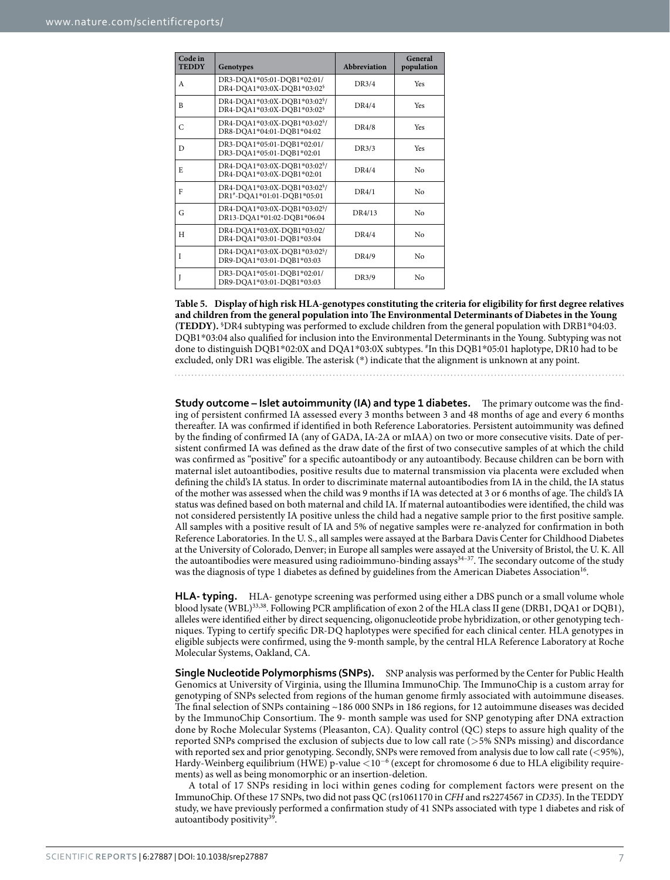| Code in TEDDY | Genotypes | Abbreviation | General population |
|---|---|---|---|
| A | DR3-DQA1*05:01-DQB1*02:01/ DR4-DQA1*03:0X-DQB1*03:02§ | DR3/4 | Yes |
| B | DR4-DQA1*03:0X-DQB1*03:02§/ DR4-DQA1*03:0X-DQB1*03:02§ | DR4/4 | Yes |
| C | DR4-DQA1*03:0X-DQB1*03:02§/ DR8-DQA1*04:01-DQB1*04:02 | DR4/8 | Yes |
| D | DR3-DQA1*05:01-DQB1*02:01/ DR3-DQA1*05:01-DQB1*02:01 | DR3/3 | Yes |
| E | DR4-DQA1*03:0X-DQB1*03:02§/ DR4-DQA1*03:0X-DQB1*02:01 | DR4/4 | No |
| F | DR4-DQA1*03:0X-DQB1*03:02§/ DR1#-DQA1*01:01-DQB1*05:01 | DR4/1 | No |
| G | DR4-DQA1*03:0X-DQB1*03:02§/ DR13-DQA1*01:02-DQB1*06:04 | DR4/13 | No |
| H | DR4-DQA1*03:0X-DQB1*03:02/ DR4-DQA1*03:01-DQB1*03:04 | DR4/4 | No |
| I | DR4-DQA1*03:0X-DQB1*03:02§/ DR9-DQA1*03:01-DQB1*03:03 | DR4/9 | No |
| J | DR3-DQA1*05:01-DQB1*02:01/ DR9-DQA1*03:01-DQB1*03:03 | DR3/9 | No |

**Table 5. Display of high risk HLA-genotypes constituting the criteria for eligibility for first degree relatives and children from the general population into The Environmental Determinants of Diabetes in the Young (TEDDY).** §DR4 subtyping was performed to exclude children from the general population with DRB1*04:03. DQB1*03:04 also qualified for inclusion into the Environmental Determinants in the Young. Subtyping was not done to distinguish DQB1*02:0X and DQA1*03:0X subtypes. #In this DQB1*05:01 haplotype, DR10 had to be excluded, only DR1 was eligible. The asterisk (*) indicate that the alignment is unknown at any point.

**Study outcome – Islet autoimmunity (IA) and type 1 diabetes.** The primary outcome was the finding of persistent confirmed IA assessed every 3 months between 3 and 48 months of age and every 6 months thereafter. IA was confirmed if identified in both Reference Laboratories. Persistent autoimmunity was defined by the finding of confirmed IA (any of GADA, IA-2A or mIAA) on two or more consecutive visits. Date of persistent confirmed IA was defined as the draw date of the first of two consecutive samples of at which the child was confirmed as "positive" for a specific autoantibody or any autoantibody. Because children can be born with maternal islet autoantibodies, positive results due to maternal transmission via placenta were excluded when defining the child's IA status. In order to discriminate maternal autoantibodies from IA in the child, the IA status of the mother was assessed when the child was 9 months if IA was detected at 3 or 6 months of age. The child's IA status was defined based on both maternal and child IA. If maternal autoantibodies were identified, the child was not considered persistently IA positive unless the child had a negative sample prior to the first positive sample. All samples with a positive result of IA and 5% of negative samples were re-analyzed for confirmation in both Reference Laboratories. In the U. S., all samples were assayed at the Barbara Davis Center for Childhood Diabetes at the University of Colorado, Denver; in Europe all samples were assayed at the University of Bristol, the U. K. All the autoantibodies were measured using radioimmuno-binding assays[34–37]. The secondary outcome of the study was the diagnosis of type 1 diabetes as defined by guidelines from the American Diabetes Association[16].

**HLA- typing.** HLA- genotype screening was performed using either a DBS punch or a small volume whole blood lysate (WBL)[33,38]. Following PCR amplification of exon 2 of the HLA class II gene (DRB1, DQA1 or DQB1), alleles were identified either by direct sequencing, oligonucleotide probe hybridization, or other genotyping techniques. Typing to certify specific DR-DQ haplotypes were specified for each clinical center. HLA genotypes in eligible subjects were confirmed, using the 9-month sample, by the central HLA Reference Laboratory at Roche Molecular Systems, Oakland, CA.

**Single Nucleotide Polymorphisms (SNPs).** SNP analysis was performed by the Center for Public Health Genomics at University of Virginia, using the Illumina ImmunoChip. The ImmunoChip is a custom array for genotyping of SNPs selected from regions of the human genome firmly associated with autoimmune diseases. The final selection of SNPs containing ~186 000 SNPs in 186 regions, for 12 autoimmune diseases was decided by the ImmunoChip Consortium. The 9- month sample was used for SNP genotyping after DNA extraction done by Roche Molecular Systems (Pleasanton, CA). Quality control (QC) steps to assure high quality of the reported SNPs comprised the exclusion of subjects due to low call rate (>5% SNPs missing) and discordance with reported sex and prior genotyping. Secondly, SNPs were removed from analysis due to low call rate (<95%), Hardy-Weinberg equilibrium (HWE) p-value $<10^{-6}$ (except for chromosome 6 due to HLA eligibility requirements) as well as being monomorphic or an insertion-deletion.

A total of 17 SNPs residing in loci within genes coding for complement factors were present on the ImmunoChip. Of these 17 SNPs, two did not pass QC (rs1061170 in *CFH* and rs2274567 in *CD35*). In the TEDDY study, we have previously performed a confirmation study of 41 SNPs associated with type 1 diabetes and risk of autoantibody positivity[39].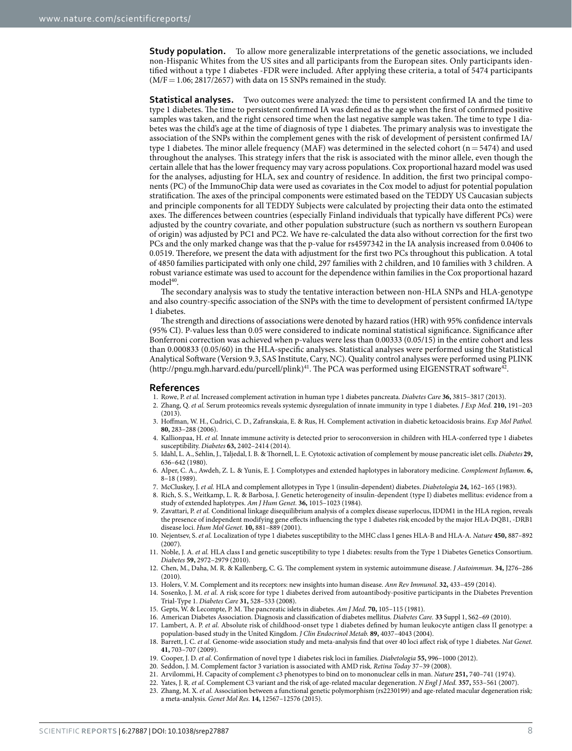**Study population.** To allow more generalizable interpretations of the genetic associations, we included non-Hispanic Whites from the US sites and all participants from the European sites. Only participants identified without a type 1 diabetes -FDR were included. After applying these criteria, a total of 5474 participants (M/F = 1.06; 2817/2657) with data on 15 SNPs remained in the study.

**Statistical analyses.** Two outcomes were analyzed: the time to persistent confirmed IA and the time to type 1 diabetes. The time to persistent confirmed IA was defined as the age when the first of confirmed positive samples was taken, and the right censored time when the last negative sample was taken. The time to type 1 diabetes was the child's age at the time of diagnosis of type 1 diabetes. The primary analysis was to investigate the association of the SNPs within the complement genes with the risk of development of persistent confirmed IA/ type 1 diabetes. The minor allele frequency (MAF) was determined in the selected cohort (n = 5474) and used throughout the analyses. This strategy infers that the risk is associated with the minor allele, even though the certain allele that has the lower frequency may vary across populations. Cox proportional hazard model was used for the analyses, adjusting for HLA, sex and country of residence. In addition, the first two principal components (PC) of the ImmunoChip data were used as covariates in the Cox model to adjust for potential population stratification. The axes of the principal components were estimated based on the TEDDY US Caucasian subjects and principle components for all TEDDY Subjects were calculated by projecting their data onto the estimated axes. The differences between countries (especially Finland individuals that typically have different PCs) were adjusted by the country covariate, and other population substructure (such as northern vs southern European of origin) was adjusted by PC1 and PC2. We have re-calculated the data also without correction for the first two PCs and the only marked change was that the p-value for rs4597342 in the IA analysis increased from 0.0406 to 0.0519. Therefore, we present the data with adjustment for the first two PCs throughout this publication. A total of 4850 families participated with only one child, 297 families with 2 children, and 10 families with 3 children. A robust variance estimate was used to account for the dependence within families in the Cox proportional hazard model[40].

The secondary analysis was to study the tentative interaction between non-HLA SNPs and HLA-genotype and also country-specific association of the SNPs with the time to development of persistent confirmed IA/type 1 diabetes.

The strength and directions of associations were denoted by hazard ratios (HR) with 95% confidence intervals (95% CI). P-values less than 0.05 were considered to indicate nominal statistical significance. Significance after Bonferroni correction was achieved when p-values were less than 0.00333 (0.05/15) in the entire cohort and less than 0.000833 (0.05/60) in the HLA-specific analyses. Statistical analyses were performed using the Statistical Analytical Software (Version 9.3, SAS Institute, Cary, NC). Quality control analyses were performed using PLINK (http://pngu.mgh.harvard.edu/purcell/plink)[41]. The PCA was performed using EIGENSTRAT software[42].

## References

1. Rowe, P. *et al.* Increased complement activation in human type 1 diabetes pancreata. *Diabetes Care* **36,** 3815–3817 (2013).
2. Zhang, Q. *et al.* Serum proteomics reveals systemic dysregulation of innate immunity in type 1 diabetes. *J Exp Med.* **210,** 191–203 (2013).
3. Hoffman, W. H., Cudrici, C. D., Zafranskaia, E. & Rus, H. Complement activation in diabetic ketoacidosis brains. *Exp Mol Pathol.* **80,** 283–288 (2006).
4. Kallionpaa, H. *et al.* Innate immune activity is detected prior to seroconversion in children with HLA-conferred type 1 diabetes susceptibility. *Diabetes* **63,** 2402–2414 (2014).
5. Idahl, L. A., Sehlin, J., Taljedal, I. B. & Thornell, L. E. Cytotoxic activation of complement by mouse pancreatic islet cells. *Diabetes* **29,** 636–642 (1980).
6. Alper, C. A., Awdeh, Z. L. & Yunis, E. J. Complotypes and extended haplotypes in laboratory medicine. *Complement Inflamm.* **6,** 8–18 (1989).
7. McCluskey, J. *et al.* HLA and complement allotypes in Type 1 (insulin-dependent) diabetes. *Diabetologia* **24,** 162–165 (1983).
8. Rich, S. S., Weitkamp, L. R. & Barbosa, J. Genetic heterogeneity of insulin-dependent (type I) diabetes mellitus: evidence from a study of extended haplotypes. *Am J Hum Genet.* **36,** 1015–1023 (1984).
9. Zavattari, P. *et al.* Conditional linkage disequilibrium analysis of a complex disease superlocus, IDDM1 in the HLA region, reveals the presence of independent modifying gene effects influencing the type 1 diabetes risk encoded by the major HLA-DQB1, -DRB1 disease loci. *Hum Mol Genet.* **10,** 881–889 (2001).
10. Nejentsev, S. *et al.* Localization of type 1 diabetes susceptibility to the MHC class I genes HLA-B and HLA-A. *Nature* **450,** 887–892 (2007).
11. Noble, J. A. *et al.* HLA class I and genetic susceptibility to type 1 diabetes: results from the Type 1 Diabetes Genetics Consortium. *Diabetes* **59,** 2972–2979 (2010).
12. Chen, M., Daha, M. R. & Kallenberg, C. G. The complement system in systemic autoimmune disease. *J Autoimmun.* **34,** J276–286 (2010).
13. Holers, V. M. Complement and its receptors: new insights into human disease. *Ann Rev Immunol.* **32,** 433–459 (2014).
14. Sosenko, J. M. *et al.* A risk score for type 1 diabetes derived from autoantibody-positive participants in the Diabetes Prevention Trial-Type 1. *Diabetes Care* **31,** 528–533 (2008).
15. Gepts, W. & Lecompte, P. M. The pancreatic islets in diabetes. *Am J Med.* **70,** 105–115 (1981).
16. American Diabetes Association. Diagnosis and classification of diabetes mellitus. *Diabetes Care.* **33** Suppl 1, S62–69 (2010).
17. Lambert, A. P. *et al.* Absolute risk of childhood-onset type 1 diabetes defined by human leukocyte antigen class II genotype: a population-based study in the United Kingdom. *J Clin Endocrinol Metab.* **89,** 4037–4043 (2004).
18. Barrett, J. C. *et al.* Genome-wide association study and meta-analysis find that over 40 loci affect risk of type 1 diabetes. *Nat Genet.* **41,** 703–707 (2009).
19. Cooper, J. D. *et al.* Confirmation of novel type 1 diabetes risk loci in families. *Diabetologia* **55,** 996–1000 (2012).
20. Seddon, J. M. Complement factor 3 variation is associated with AMD risk. *Retina Today* 37–39 (2008).
21. Arvilommi, H. Capacity of complement c3 phenotypes to bind on to mononuclear cells in man. *Nature* **251,** 740–741 (1974).
22. Yates, J. R. *et al.* Complement C3 variant and the risk of age-related macular degeneration. *N Engl J Med.* **357,** 553–561 (2007).
23. Zhang, M. X. *et al.* Association between a functional genetic polymorphism (rs2230199) and age-related macular degeneration risk: a meta-analysis. *Genet Mol Res.* **14,** 12567–12576 (2015).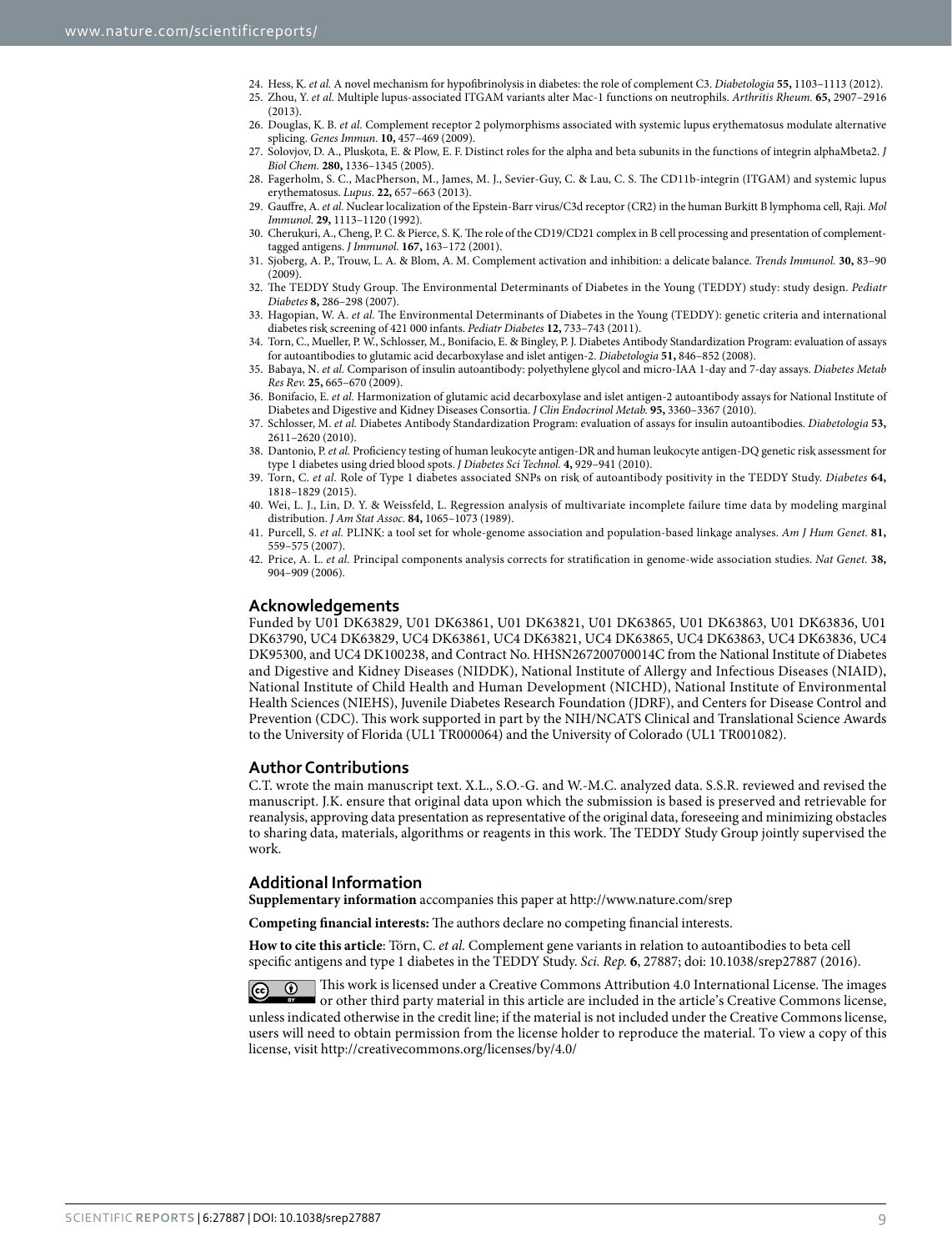24. Hess, K. *et al.* A novel mechanism for hypofibrinolysis in diabetes: the role of complement C3. *Diabetologia* **55,** 1103–1113 (2012).
25. Zhou, Y. *et al.* Multiple lupus-associated ITGAM variants alter Mac-1 functions on neutrophils. *Arthritis Rheum.* **65,** 2907–2916 (2013).
26. Douglas, K. B. *et al.* Complement receptor 2 polymorphisms associated with systemic lupus erythematosus modulate alternative splicing. *Genes Immun.* **10,** 457–469 (2009).
27. Solovjov, D. A., Pluskota, E. & Plow, E. F. Distinct roles for the alpha and beta subunits in the functions of integrin alphaMbeta2. *J Biol Chem.* **280,** 1336–1345 (2005).
28. Fagerholm, S. C., MacPherson, M., James, M. J., Sevier-Guy, C. & Lau, C. S. The CD11b-integrin (ITGAM) and systemic lupus erythematosus. *Lupus.* **22,** 657–663 (2013).
29. Gauffre, A. *et al.* Nuclear localization of the Epstein-Barr virus/C3d receptor (CR2) in the human Burkitt B lymphoma cell, Raji. *Mol Immunol.* **29,** 1113–1120 (1992).
30. Cherukuri, A., Cheng, P. C. & Pierce, S. K. The role of the CD19/CD21 complex in B cell processing and presentation of complement-tagged antigens. *J Immunol.* **167,** 163–172 (2001).
31. Sjoberg, A. P., Trouw, L. A. & Blom, A. M. Complement activation and inhibition: a delicate balance. *Trends Immunol.* **30,** 83–90 (2009).
32. The TEDDY Study Group. The Environmental Determinants of Diabetes in the Young (TEDDY) study: study design. *Pediatr Diabetes* **8,** 286–298 (2007).
33. Hagopian, W. A. *et al.* The Environmental Determinants of Diabetes in the Young (TEDDY): genetic criteria and international diabetes risk screening of 421 000 infants. *Pediatr Diabetes* **12,** 733–743 (2011).
34. Torn, C., Mueller, P. W., Schlosser, M., Bonifacio, E. & Bingley, P. J. Diabetes Antibody Standardization Program: evaluation of assays for autoantibodies to glutamic acid decarboxylase and islet antigen-2. *Diabetologia* **51,** 846–852 (2008).
35. Babaya, N. *et al.* Comparison of insulin autoantibody: polyethylene glycol and micro-IAA 1-day and 7-day assays. *Diabetes Metab Res Rev.* **25,** 665–670 (2009).
36. Bonifacio, E. *et al.* Harmonization of glutamic acid decarboxylase and islet antigen-2 autoantibody assays for National Institute of Diabetes and Digestive and Kidney Diseases Consortia. *J Clin Endocrinol Metab.* **95,** 3360–3367 (2010).
37. Schlosser, M. *et al.* Diabetes Antibody Standardization Program: evaluation of assays for insulin autoantibodies. *Diabetologia* **53,** 2611–2620 (2010).
38. Dantonio, P. *et al.* Proficiency testing of human leukocyte antigen-DR and human leukocyte antigen-DQ genetic risk assessment for type 1 diabetes using dried blood spots. *J Diabetes Sci Technol.* **4,** 929–941 (2010).
39. Torn, C. *et al.* Role of Type 1 diabetes associated SNPs on risk of autoantibody positivity in the TEDDY Study. *Diabetes* **64,** 1818–1829 (2015).
40. Wei, L. J., Lin, D. Y. & Weissfeld, L. Regression analysis of multivariate incomplete failure time data by modeling marginal distribution. *J Am Stat Assoc.* **84,** 1065–1073 (1989).
41. Purcell, S. *et al.* PLINK: a tool set for whole-genome association and population-based linkage analyses. *Am J Hum Genet.* **81,** 559–575 (2007).
42. Price, A. L. *et al.* Principal components analysis corrects for stratification in genome-wide association studies. *Nat Genet.* **38,** 904–909 (2006).

## Acknowledgements

Funded by U01 DK63829, U01 DK63861, U01 DK63821, U01 DK63865, U01 DK63863, U01 DK63836, U01 DK63790, UC4 DK63829, UC4 DK63861, UC4 DK63821, UC4 DK63865, UC4 DK63863, UC4 DK63836, UC4 DK95300, and UC4 DK100238, and Contract No. HHSN267200700014C from the National Institute of Diabetes and Digestive and Kidney Diseases (NIDDK), National Institute of Allergy and Infectious Diseases (NIAID), National Institute of Child Health and Human Development (NICHD), National Institute of Environmental Health Sciences (NIEHS), Juvenile Diabetes Research Foundation (JDRF), and Centers for Disease Control and Prevention (CDC). This work supported in part by the NIH/NCATS Clinical and Translational Science Awards to the University of Florida (UL1 TR000064) and the University of Colorado (UL1 TR001082).

## Author Contributions

C.T. wrote the main manuscript text. X.L., S.O.-G. and W.-M.C. analyzed data. S.S.R. reviewed and revised the manuscript. J.K. ensure that original data upon which the submission is based is preserved and retrievable for reanalysis, approving data presentation as representative of the original data, foreseeing and minimizing obstacles to sharing data, materials, algorithms or reagents in this work. The TEDDY Study Group jointly supervised the work.

## Additional Information

**Supplementary information** accompanies this paper at http://www.nature.com/srep

**Competing financial interests:** The authors declare no competing financial interests.

**How to cite this article**: Törn, C. *et al.* Complement gene variants in relation to autoantibodies to beta cell specific antigens and type 1 diabetes in the TEDDY Study. *Sci. Rep.* **6**, 27887; doi: 10.1038/srep27887 (2016).

This work is licensed under a Creative Commons Attribution 4.0 International License. The images or other third party material in this article are included in the article's Creative Commons license, unless indicated otherwise in the credit line; if the material is not included under the Creative Commons license, users will need to obtain permission from the license holder to reproduce the material. To view a copy of this license, visit http://creativecommons.org/licenses/by/4.0/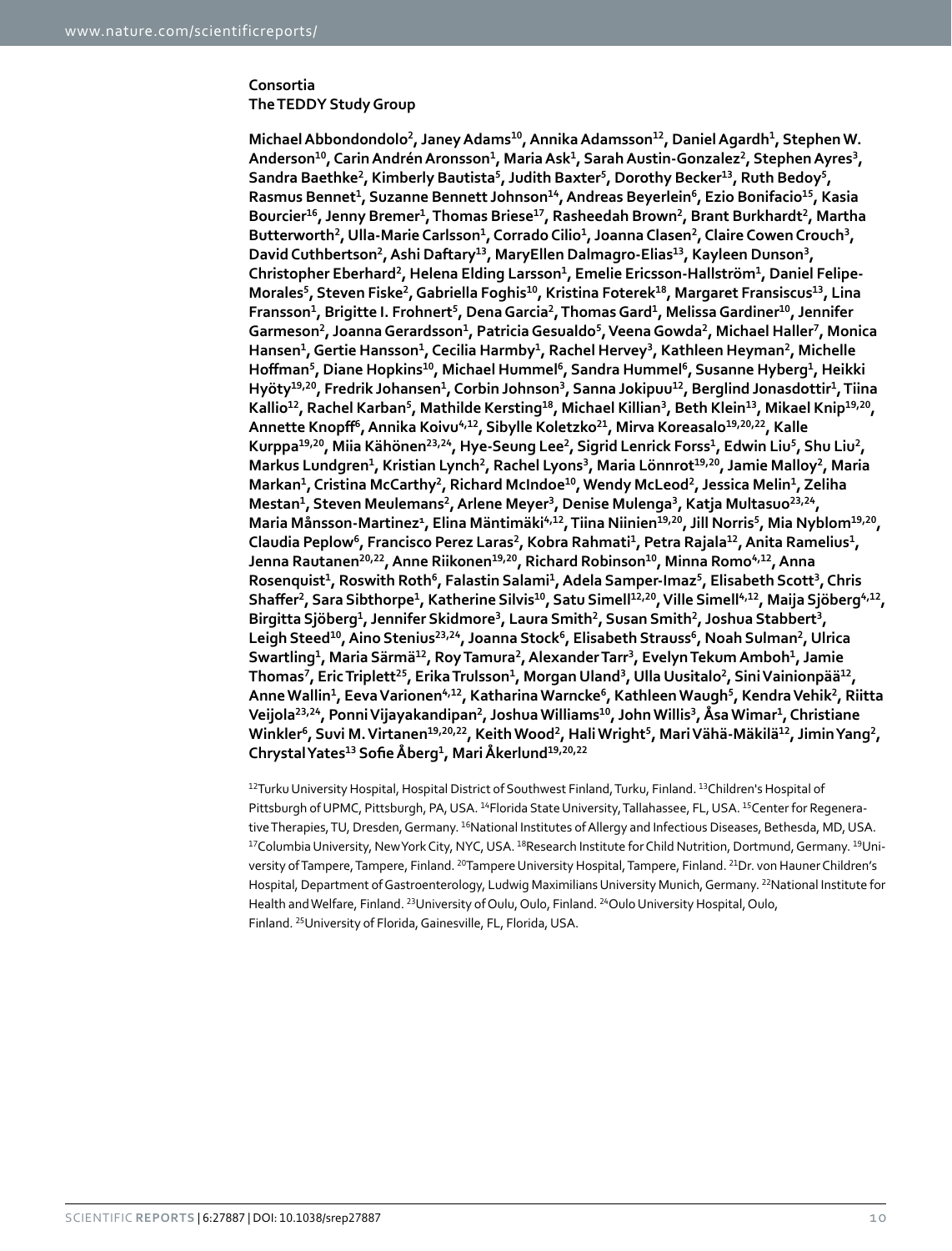## Consortia

### The TEDDY Study Group

**Michael Abbondondolo[2], Janey Adams[10], Annika Adamsson[12], Daniel Agardh[1], Stephen W. Anderson[10], Carin Andrén Aronsson[1], Maria Ask[1], Sarah Austin-Gonzalez[2], Stephen Ayres[3], Sandra Baethke[2], Kimberly Bautista[5], Judith Baxter[5], Dorothy Becker[13], Ruth Bedoy[5], Rasmus Bennet[1], Suzanne Bennett Johnson[14], Andreas Beyerlein[6], Ezio Bonifacio[15], Kasia Bourcier[16], Jenny Bremer[1], Thomas Briese[17], Rasheedah Brown[2], Brant Burkhardt[2], Martha Butterworth[2], Ulla-Marie Carlsson[1], Corrado Cilio[1], Joanna Clasen[2], Claire Cowen Crouch[3], David Cuthbertson[2], Ashi Daftary[13], MaryEllen Dalmagro-Elias[13], Kayleen Dunson[3], Christopher Eberhard[2], Helena Elding Larsson[1], Emelie Ericsson-Hallström[1], Daniel Felipe-Morales[5], Steven Fiske[2], Gabriella Foghis[10], Kristina Foterek[18], Margaret Fransiscus[13], Lina Fransson[1], Brigitte I. Frohnert[5], Dena Garcia[2], Thomas Gard[1], Melissa Gardiner[10], Jennifer Garmeson[2], Joanna Gerardsson[1], Patricia Gesualdo[5], Veena Gowda[2], Michael Haller[7], Monica Hansen[1], Gertie Hansson[1], Cecilia Harmby[1], Rachel Hervey[3], Kathleen Heyman[2], Michelle Hoffman[5], Diane Hopkins[10], Michael Hummel[6], Sandra Hummel[6], Susanne Hyberg[1], Heikki Hyöty[19,20], Fredrik Johansen[1], Corbin Johnson[3], Sanna Jokipuu[12], Berglind Jonasdottir[1], Tiina Kallio[12], Rachel Karban[5], Mathilde Kersting[18], Michael Killian[3], Beth Klein[13], Mikael Knip[19,20], Annette Knopff[6], Annika Koivu[4,12], Sibylle Koletzko[21], Mirva Koreasalo[19,20,22], Kalle Kurppa[19,20], Miia Kähönen[23,24], Hye-Seung Lee[2], Sigrid Lenrick Forss[1], Edwin Liu[5], Shu Liu[2], Markus Lundgren[1], Kristian Lynch[2], Rachel Lyons[3], Maria Lönnrot[19,20], Jamie Malloy[2], Maria Markan[1], Cristina McCarthy[2], Richard McIndoe[10], Wendy McLeod[2], Jessica Melin[1], Zeliha Mestan[1], Steven Meulemans[2], Arlene Meyer[3], Denise Mulenga[3], Katja Multasuo[23,24], Maria Månsson-Martinez[1], Elina Mäntimäki[4,12], Tiina Niinien[19,20], Jill Norris[5], Mia Nyblom[19,20], Claudia Peplow[6], Francisco Perez Laras[2], Kobra Rahmati[1], Petra Rajala[12], Anita Ramelius[1], Jenna Rautanen[20,22], Anne Riikonen[19,20], Richard Robinson[10], Minna Romo[4,12], Anna Rosenquist[1], Roswith Roth[6], Falastin Salami[1], Adela Samper-Imaz[5], Elisabeth Scott[3], Chris Shaffer[2], Sara Sibthorpe[1], Katherine Silvis[10], Satu Simell[12,20], Ville Simell[4,12], Maija Sjöberg[4,12], Birgitta Sjöberg[1], Jennifer Skidmore[3], Laura Smith[2], Susan Smith[2], Joshua Stabbert[3], Leigh Steed[10], Aino Stenius[23,24], Joanna Stock[6], Elisabeth Strauss[6], Noah Sulman[2], Ulrica Swartling[1], Maria Särmä[12], Roy Tamura[2], Alexander Tarr[3], Evelyn Tekum Amboh[1], Jamie Thomas[7], Eric Triplett[25], Erika Trulsson[1], Morgan Uland[3], Ulla Uusitalo[2], Sini Vainionpää[12], Anne Wallin[1], Eeva Varionen[4,12], Katharina Warncke[6], Kathleen Waugh[5], Kendra Vehik[2], Riitta Veijola[23,24], Ponni Vijayakandipan[2], Joshua Williams[10], John Willis[3], Åsa Wimar[1], Christiane Winkler[6], Suvi M. Virtanen[19,20,22], Keith Wood[2], Hali Wright[5], Mari Vähä-Mäkilä[12], Jimin Yang[2], Chrystal Yates[13] Sofie Åberg[1], Mari Åkerlund[19,20,22]**

[12]Turku University Hospital, Hospital District of Southwest Finland, Turku, Finland. [13]Children's Hospital of Pittsburgh of UPMC, Pittsburgh, PA, USA. [14]Florida State University, Tallahassee, FL, USA. [15]Center for Regenerative Therapies, TU, Dresden, Germany. [16]National Institutes of Allergy and Infectious Diseases, Bethesda, MD, USA. [17]Columbia University, New York City, NYC, USA. [18]Research Institute for Child Nutrition, Dortmund, Germany. [19]University of Tampere, Tampere, Finland. [20]Tampere University Hospital, Tampere, Finland. [21]Dr. von Hauner Children's Hospital, Department of Gastroenterology, Ludwig Maximilians University Munich, Germany. [22]National Institute for Health and Welfare, Finland. [23]University of Oulu, Oulo, Finland. [24]Oulo University Hospital, Oulo, Finland. [25]University of Florida, Gainesville, FL, Florida, USA.